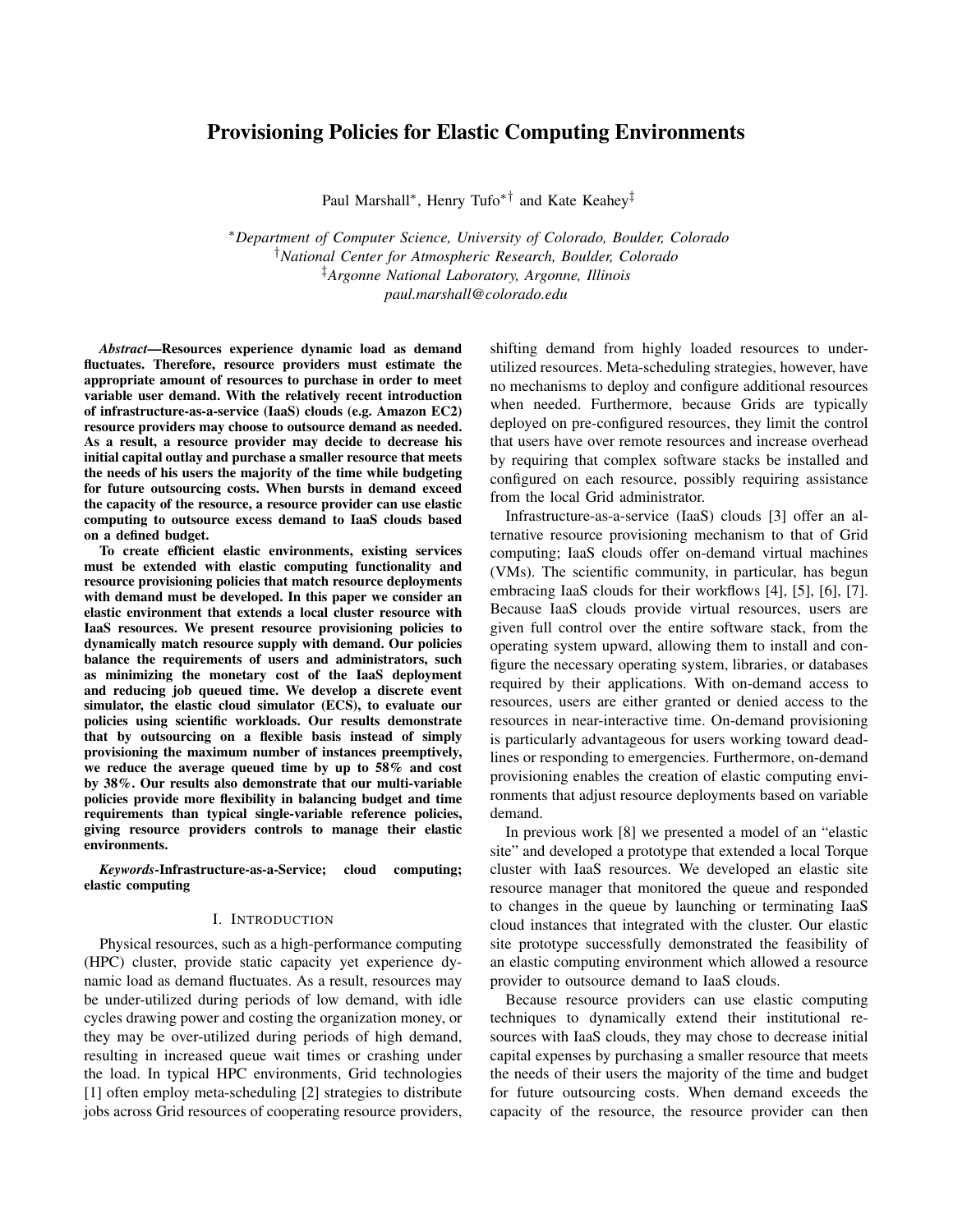# Provisioning Policies for Elastic Computing Environments

Paul Marshall[*], Henry Tufo[*†] and Kate Keahey[‡]

[*]Department of Computer Science, University of Colorado, Boulder, Colorado
[†]National Center for Atmospheric Research, Boulder, Colorado
[‡]Argonne National Laboratory, Argonne, Illinois
paul.marshall@colorado.edu

***Abstract*—Resources experience dynamic load as demand fluctuates. Therefore, resource providers must estimate the appropriate amount of resources to purchase in order to meet variable user demand. With the relatively recent introduction of infrastructure-as-a-service (IaaS) clouds (e.g. Amazon EC2) resource providers may choose to outsource demand as needed. As a result, a resource provider may decide to decrease his initial capital outlay and purchase a smaller resource that meets the needs of his users the majority of the time while budgeting for future outsourcing costs. When bursts in demand exceed the capacity of the resource, a resource provider can use elastic computing to outsource excess demand to IaaS clouds based on a defined budget.**

**To create efficient elastic environments, existing services must be extended with elastic computing functionality and resource provisioning policies that match resource deployments with demand must be developed. In this paper we consider an elastic environment that extends a local cluster resource with IaaS resources. We present resource provisioning policies to dynamically match resource supply with demand. Our policies balance the requirements of users and administrators, such as minimizing the monetary cost of the IaaS deployment and reducing job queued time. We develop a discrete event simulator, the elastic cloud simulator (ECS), to evaluate our policies using scientific workloads. Our results demonstrate that by outsourcing on a flexible basis instead of simply provisioning the maximum number of instances preemptively, we reduce the average queued time by up to 58% and cost by 38%. Our results also demonstrate that our multi-variable policies provide more flexibility in balancing budget and time requirements than typical single-variable reference policies, giving resource providers controls to manage their elastic environments.**

***Keywords*-Infrastructure-as-a-Service; cloud computing; elastic computing**

## I. Introduction

Physical resources, such as a high-performance computing (HPC) cluster, provide static capacity yet experience dynamic load as demand fluctuates. As a result, resources may be under-utilized during periods of low demand, with idle cycles drawing power and costing the organization money, or they may be over-utilized during periods of high demand, resulting in increased queue wait times or crashing under the load. In typical HPC environments, Grid technologies [1] often employ meta-scheduling [2] strategies to distribute jobs across Grid resources of cooperating resource providers, shifting demand from highly loaded resources to under-utilized resources. Meta-scheduling strategies, however, have no mechanisms to deploy and configure additional resources when needed. Furthermore, because Grids are typically deployed on pre-configured resources, they limit the control that users have over remote resources and increase overhead by requiring that complex software stacks be installed and configured on each resource, possibly requiring assistance from the local Grid administrator.

Infrastructure-as-a-service (IaaS) clouds [3] offer an alternative resource provisioning mechanism to that of Grid computing; IaaS clouds offer on-demand virtual machines (VMs). The scientific community, in particular, has begun embracing IaaS clouds for their workflows [4], [5], [6], [7]. Because IaaS clouds provide virtual resources, users are given full control over the entire software stack, from the operating system upward, allowing them to install and configure the necessary operating system, libraries, or databases required by their applications. With on-demand access to resources, users are either granted or denied access to the resources in near-interactive time. On-demand provisioning is particularly advantageous for users working toward deadlines or responding to emergencies. Furthermore, on-demand provisioning enables the creation of elastic computing environments that adjust resource deployments based on variable demand.

In previous work [8] we presented a model of an "elastic site" and developed a prototype that extended a local Torque cluster with IaaS resources. We developed an elastic site resource manager that monitored the queue and responded to changes in the queue by launching or terminating IaaS cloud instances that integrated with the cluster. Our elastic site prototype successfully demonstrated the feasibility of an elastic computing environment which allowed a resource provider to outsource demand to IaaS clouds.

Because resource providers can use elastic computing techniques to dynamically extend their institutional resources with IaaS clouds, they may chose to decrease initial capital expenses by purchasing a smaller resource that meets the needs of their users the majority of the time and budget for future outsourcing costs. When demand exceeds the capacity of the resource, the resource provider can then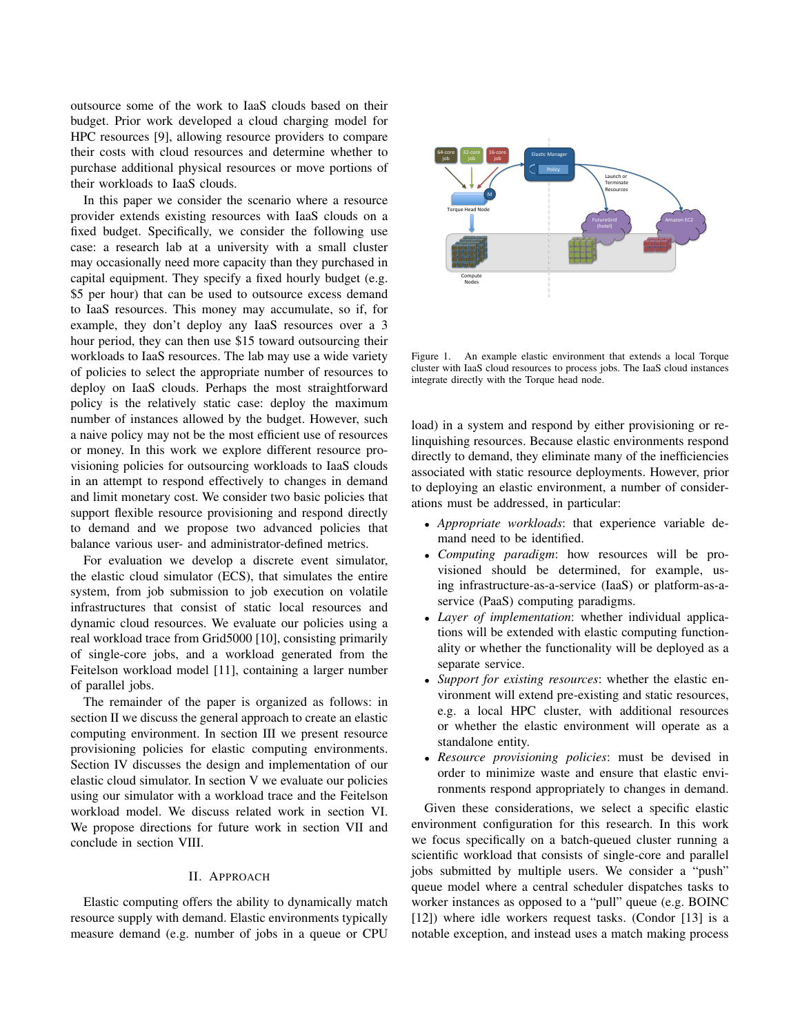outsource some of the work to IaaS clouds based on their budget. Prior work developed a cloud charging model for HPC resources [9], allowing resource providers to compare their costs with cloud resources and determine whether to purchase additional physical resources or move portions of their workloads to IaaS clouds.

In this paper we consider the scenario where a resource provider extends existing resources with IaaS clouds on a fixed budget. Specifically, we consider the following use case: a research lab at a university with a small cluster may occasionally need more capacity than they purchased in capital equipment. They specify a fixed hourly budget (e.g. $5 per hour) that can be used to outsource excess demand to IaaS resources. This money may accumulate, so if, for example, they don't deploy any IaaS resources over a 3 hour period, they can then use $15 toward outsourcing their workloads to IaaS resources. The lab may use a wide variety of policies to select the appropriate number of resources to deploy on IaaS clouds. Perhaps the most straightforward policy is the relatively static case: deploy the maximum number of instances allowed by the budget. However, such a naive policy may not be the most efficient use of resources or money. In this work we explore different resource provisioning policies for outsourcing workloads to IaaS clouds in an attempt to respond effectively to changes in demand and limit monetary cost. We consider two basic policies that support flexible resource provisioning and respond directly to demand and we propose two advanced policies that balance various user- and administrator-defined metrics.

For evaluation we develop a discrete event simulator, the elastic cloud simulator (ECS), that simulates the entire system, from job submission to job execution on volatile infrastructures that consist of static local resources and dynamic cloud resources. We evaluate our policies using a real workload trace from Grid5000 [10], consisting primarily of single-core jobs, and a workload generated from the Feitelson workload model [11], containing a larger number of parallel jobs.

The remainder of the paper is organized as follows: in section II we discuss the general approach to create an elastic computing environment. In section III we present resource provisioning policies for elastic computing environments. Section IV discusses the design and implementation of our elastic cloud simulator. In section V we evaluate our policies using our simulator with a workload trace and the Feitelson workload model. We discuss related work in section VI. We propose directions for future work in section VII and conclude in section VIII.

## II. Approach

Elastic computing offers the ability to dynamically match resource supply with demand. Elastic environments typically measure demand (e.g. number of jobs in a queue or CPU load) in a system and respond by either provisioning or relinquishing resources. Because elastic environments respond directly to demand, they eliminate many of the inefficiencies associated with static resource deployments. However, prior to deploying an elastic environment, a number of considerations must be addressed, in particular:

- *Appropriate workloads*: that experience variable demand need to be identified.
- *Computing paradigm*: how resources will be provisioned should be determined, for example, using infrastructure-as-a-service (IaaS) or platform-as-a-service (PaaS) computing paradigms.
- *Layer of implementation*: whether individual applications will be extended with elastic computing functionality or whether the functionality will be deployed as a separate service.
- *Support for existing resources*: whether the elastic environment will extend pre-existing and static resources, e.g. a local HPC cluster, with additional resources or whether the elastic environment will operate as a standalone entity.
- *Resource provisioning policies*: must be devised in order to minimize waste and ensure that elastic environments respond appropriately to changes in demand.

Given these considerations, we select a specific elastic environment configuration for this research. In this work we focus specifically on a batch-queued cluster running a scientific workload that consists of single-core and parallel jobs submitted by multiple users. We consider a "push" queue model where a central scheduler dispatches tasks to worker instances as opposed to a "pull" queue (e.g. BOINC [12]) where idle workers request tasks. (Condor [13] is a notable exception, and instead uses a match making process

64-core job
32-core job
16-core job
Elastic Manager
Policy
Launch or Terminate Resources
M
Torque Head Node
FutureGrid (hotel)
Amazon EC2
Compute Nodes

Figure 1. An example elastic environment that extends a local Torque cluster with IaaS cloud resources to process jobs. The IaaS cloud instances integrate directly with the Torque head node.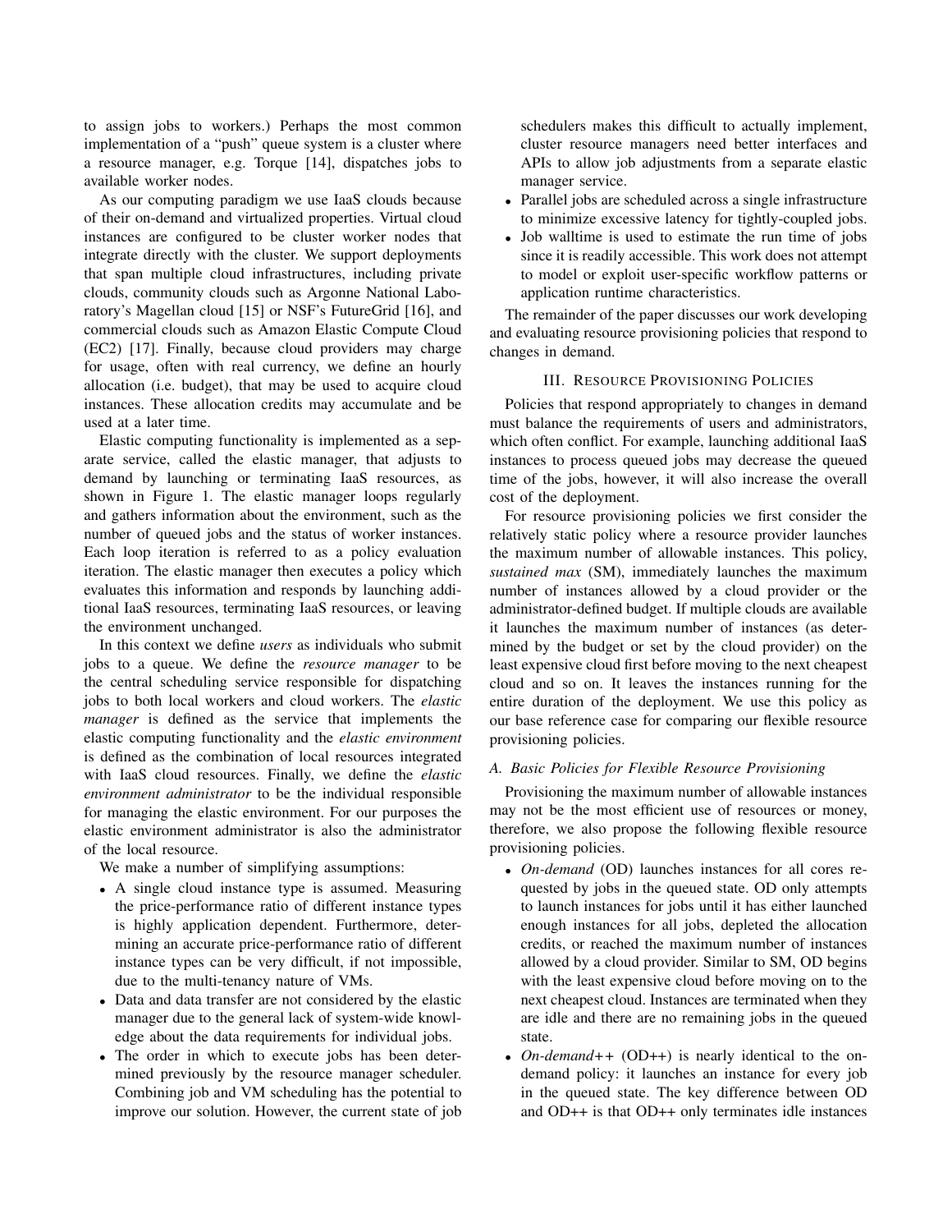to assign jobs to workers.) Perhaps the most common implementation of a "push" queue system is a cluster where a resource manager, e.g. Torque [14], dispatches jobs to available worker nodes.

As our computing paradigm we use IaaS clouds because of their on-demand and virtualized properties. Virtual cloud instances are configured to be cluster worker nodes that integrate directly with the cluster. We support deployments that span multiple cloud infrastructures, including private clouds, community clouds such as Argonne National Laboratory's Magellan cloud [15] or NSF's FutureGrid [16], and commercial clouds such as Amazon Elastic Compute Cloud (EC2) [17]. Finally, because cloud providers may charge for usage, often with real currency, we define an hourly allocation (i.e. budget), that may be used to acquire cloud instances. These allocation credits may accumulate and be used at a later time.

Elastic computing functionality is implemented as a separate service, called the elastic manager, that adjusts to demand by launching or terminating IaaS resources, as shown in Figure 1. The elastic manager loops regularly and gathers information about the environment, such as the number of queued jobs and the status of worker instances. Each loop iteration is referred to as a policy evaluation iteration. The elastic manager then executes a policy which evaluates this information and responds by launching additional IaaS resources, terminating IaaS resources, or leaving the environment unchanged.

In this context we define *users* as individuals who submit jobs to a queue. We define the *resource manager* to be the central scheduling service responsible for dispatching jobs to both local workers and cloud workers. The *elastic manager* is defined as the service that implements the elastic computing functionality and the *elastic environment* is defined as the combination of local resources integrated with IaaS cloud resources. Finally, we define the *elastic environment administrator* to be the individual responsible for managing the elastic environment. For our purposes the elastic environment administrator is also the administrator of the local resource.

We make a number of simplifying assumptions:

- A single cloud instance type is assumed. Measuring the price-performance ratio of different instance types is highly application dependent. Furthermore, determining an accurate price-performance ratio of different instance types can be very difficult, if not impossible, due to the multi-tenancy nature of VMs.
- Data and data transfer are not considered by the elastic manager due to the general lack of system-wide knowledge about the data requirements for individual jobs.
- The order in which to execute jobs has been determined previously by the resource manager scheduler. Combining job and VM scheduling has the potential to improve our solution. However, the current state of job schedulers makes this difficult to actually implement, cluster resource managers need better interfaces and APIs to allow job adjustments from a separate elastic manager service.
- Parallel jobs are scheduled across a single infrastructure to minimize excessive latency for tightly-coupled jobs.
- Job walltime is used to estimate the run time of jobs since it is readily accessible. This work does not attempt to model or exploit user-specific workflow patterns or application runtime characteristics.

The remainder of the paper discusses our work developing and evaluating resource provisioning policies that respond to changes in demand.

## III. Resource Provisioning Policies

Policies that respond appropriately to changes in demand must balance the requirements of users and administrators, which often conflict. For example, launching additional IaaS instances to process queued jobs may decrease the queued time of the jobs, however, it will also increase the overall cost of the deployment.

For resource provisioning policies we first consider the relatively static policy where a resource provider launches the maximum number of allowable instances. This policy, *sustained max* (SM), immediately launches the maximum number of instances allowed by a cloud provider or the administrator-defined budget. If multiple clouds are available it launches the maximum number of instances (as determined by the budget or set by the cloud provider) on the least expensive cloud first before moving to the next cheapest cloud and so on. It leaves the instances running for the entire duration of the deployment. We use this policy as our base reference case for comparing our flexible resource provisioning policies.

### A. Basic Policies for Flexible Resource Provisioning

Provisioning the maximum number of allowable instances may not be the most efficient use of resources or money, therefore, we also propose the following flexible resource provisioning policies.

- *On-demand* (OD) launches instances for all cores requested by jobs in the queued state. OD only attempts to launch instances for jobs until it has either launched enough instances for all jobs, depleted the allocation credits, or reached the maximum number of instances allowed by a cloud provider. Similar to SM, OD begins with the least expensive cloud before moving on to the next cheapest cloud. Instances are terminated when they are idle and there are no remaining jobs in the queued state.
- *On-demand++* (OD++) is nearly identical to the on-demand policy: it launches an instance for every job in the queued state. The key difference between OD and OD++ is that OD++ only terminates idle instances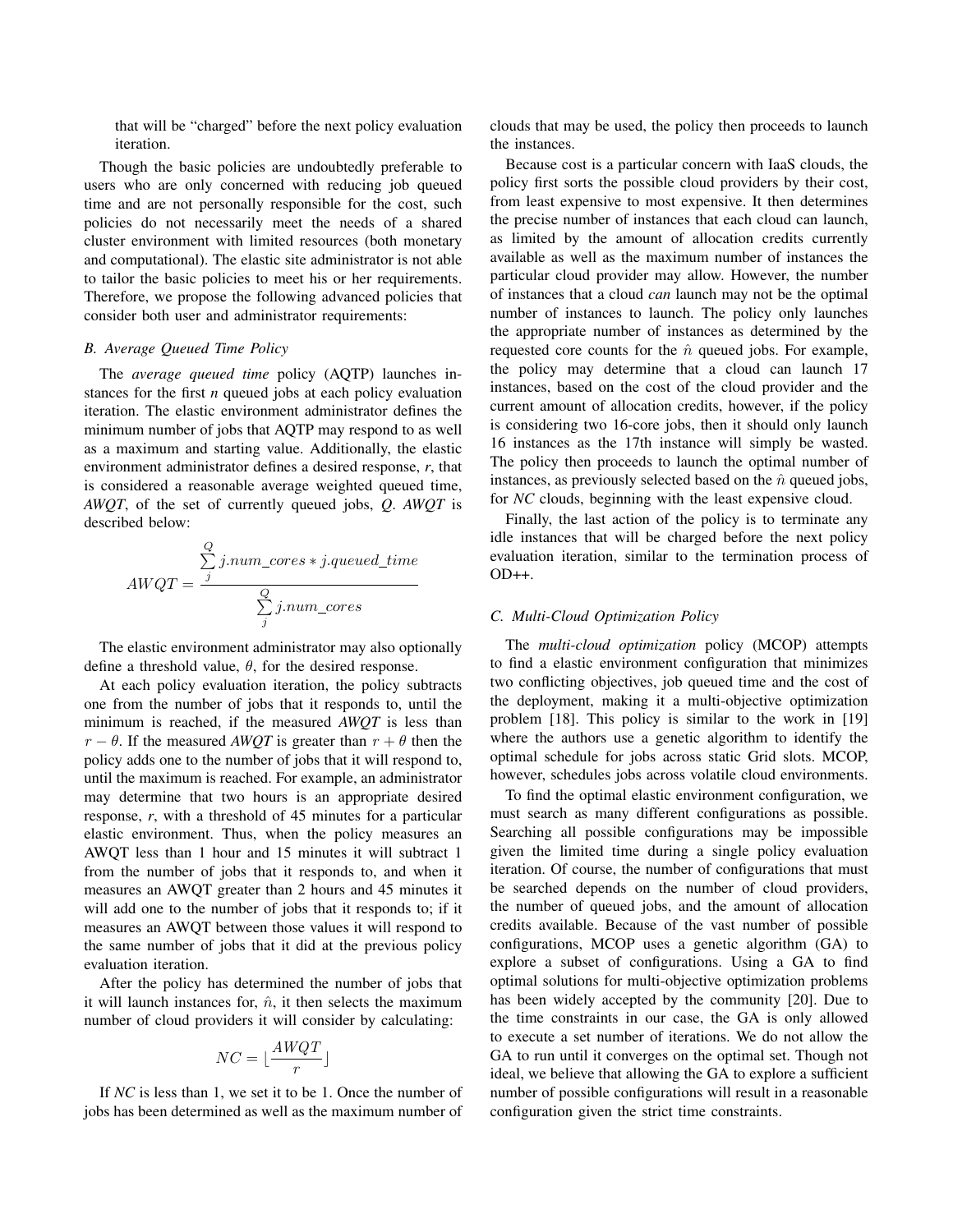that will be "charged" before the next policy evaluation iteration.

Though the basic policies are undoubtedly preferable to users who are only concerned with reducing job queued time and are not personally responsible for the cost, such policies do not necessarily meet the needs of a shared cluster environment with limited resources (both monetary and computational). The elastic site administrator is not able to tailor the basic policies to meet his or her requirements. Therefore, we propose the following advanced policies that consider both user and administrator requirements:

### B. Average Queued Time Policy

The *average queued time* policy (AQTP) launches instances for the first *n* queued jobs at each policy evaluation iteration. The elastic environment administrator defines the minimum number of jobs that AQTP may respond to as well as a maximum and starting value. Additionally, the elastic environment administrator defines a desired response, *r*, that is considered a reasonable average weighted queued time, *AWQT*, of the set of currently queued jobs, *Q*. *AWQT* is described below:

$$AWQT = \frac{\sum_{j}^{Q} j.num\_cores * j.queued\_time}{\sum_{j}^{Q} j.num\_cores}$$

The elastic environment administrator may also optionally define a threshold value, $\theta$, for the desired response.

At each policy evaluation iteration, the policy subtracts one from the number of jobs that it responds to, until the minimum is reached, if the measured *AWQT* is less than $r - \theta$. If the measured *AWQT* is greater than $r + \theta$ then the policy adds one to the number of jobs that it will respond to, until the maximum is reached. For example, an administrator may determine that two hours is an appropriate desired response, *r*, with a threshold of 45 minutes for a particular elastic environment. Thus, when the policy measures an AWQT less than 1 hour and 15 minutes it will subtract 1 from the number of jobs that it responds to, and when it measures an AWQT greater than 2 hours and 45 minutes it will add one to the number of jobs that it responds to; if it measures an AWQT between those values it will respond to the same number of jobs that it did at the previous policy evaluation iteration.

After the policy has determined the number of jobs that it will launch instances for, $\hat{n}$, it then selects the maximum number of cloud providers it will consider by calculating:

$$NC = \lfloor \frac{AWQT}{r} \rfloor$$

If *NC* is less than 1, we set it to be 1. Once the number of jobs has been determined as well as the maximum number of clouds that may be used, the policy then proceeds to launch the instances.

Because cost is a particular concern with IaaS clouds, the policy first sorts the possible cloud providers by their cost, from least expensive to most expensive. It then determines the precise number of instances that each cloud can launch, as limited by the amount of allocation credits currently available as well as the maximum number of instances the particular cloud provider may allow. However, the number of instances that a cloud *can* launch may not be the optimal number of instances to launch. The policy only launches the appropriate number of instances as determined by the requested core counts for the $\hat{n}$ queued jobs. For example, the policy may determine that a cloud can launch 17 instances, based on the cost of the cloud provider and the current amount of allocation credits, however, if the policy is considering two 16-core jobs, then it should only launch 16 instances as the 17th instance will simply be wasted. The policy then proceeds to launch the optimal number of instances, as previously selected based on the $\hat{n}$ queued jobs, for *NC* clouds, beginning with the least expensive cloud.

Finally, the last action of the policy is to terminate any idle instances that will be charged before the next policy evaluation iteration, similar to the termination process of OD++.

### C. Multi-Cloud Optimization Policy

The *multi-cloud optimization* policy (MCOP) attempts to find a elastic environment configuration that minimizes two conflicting objectives, job queued time and the cost of the deployment, making it a multi-objective optimization problem [18]. This policy is similar to the work in [19] where the authors use a genetic algorithm to identify the optimal schedule for jobs across static Grid slots. MCOP, however, schedules jobs across volatile cloud environments.

To find the optimal elastic environment configuration, we must search as many different configurations as possible. Searching all possible configurations may be impossible given the limited time during a single policy evaluation iteration. Of course, the number of configurations that must be searched depends on the number of cloud providers, the number of queued jobs, and the amount of allocation credits available. Because of the vast number of possible configurations, MCOP uses a genetic algorithm (GA) to explore a subset of configurations. Using a GA to find optimal solutions for multi-objective optimization problems has been widely accepted by the community [20]. Due to the time constraints in our case, the GA is only allowed to execute a set number of iterations. We do not allow the GA to run until it converges on the optimal set. Though not ideal, we believe that allowing the GA to explore a sufficient number of possible configurations will result in a reasonable configuration given the strict time constraints.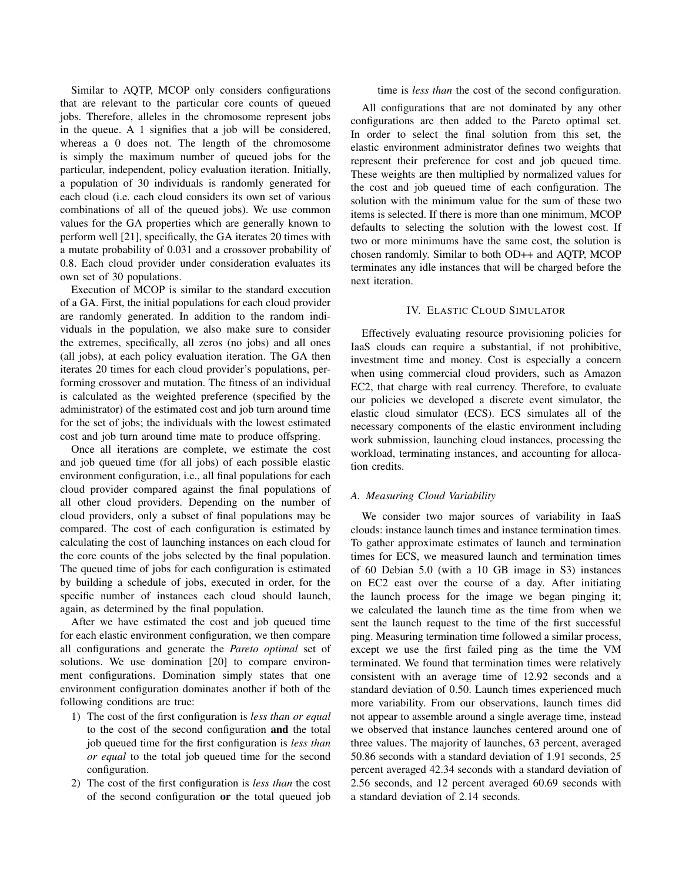Similar to AQTP, MCOP only considers configurations that are relevant to the particular core counts of queued jobs. Therefore, alleles in the chromosome represent jobs in the queue. A 1 signifies that a job will be considered, whereas a 0 does not. The length of the chromosome is simply the maximum number of queued jobs for the particular, independent, policy evaluation iteration. Initially, a population of 30 individuals is randomly generated for each cloud (i.e. each cloud considers its own set of various combinations of all of the queued jobs). We use common values for the GA properties which are generally known to perform well [21], specifically, the GA iterates 20 times with a mutate probability of 0.031 and a crossover probability of 0.8. Each cloud provider under consideration evaluates its own set of 30 populations.

Execution of MCOP is similar to the standard execution of a GA. First, the initial populations for each cloud provider are randomly generated. In addition to the random individuals in the population, we also make sure to consider the extremes, specifically, all zeros (no jobs) and all ones (all jobs), at each policy evaluation iteration. The GA then iterates 20 times for each cloud provider's populations, performing crossover and mutation. The fitness of an individual is calculated as the weighted preference (specified by the administrator) of the estimated cost and job turn around time for the set of jobs; the individuals with the lowest estimated cost and job turn around time mate to produce offspring.

Once all iterations are complete, we estimate the cost and job queued time (for all jobs) of each possible elastic environment configuration, i.e., all final populations for each cloud provider compared against the final populations of all other cloud providers. Depending on the number of cloud providers, only a subset of final populations may be compared. The cost of each configuration is estimated by calculating the cost of launching instances on each cloud for the core counts of the jobs selected by the final population. The queued time of jobs for each configuration is estimated by building a schedule of jobs, executed in order, for the specific number of instances each cloud should launch, again, as determined by the final population.

After we have estimated the cost and job queued time for each elastic environment configuration, we then compare all configurations and generate the *Pareto optimal* set of solutions. We use domination [20] to compare environment configurations. Domination simply states that one environment configuration dominates another if both of the following conditions are true:

1) The cost of the first configuration is *less than or equal* to the cost of the second configuration **and** the total job queued time for the first configuration is *less than or equal* to the total job queued time for the second configuration.
2) The cost of the first configuration is *less than* the cost of the second configuration **or** the total queued job time is *less than* the cost of the second configuration.

All configurations that are not dominated by any other configurations are then added to the Pareto optimal set. In order to select the final solution from this set, the elastic environment administrator defines two weights that represent their preference for cost and job queued time. These weights are then multiplied by normalized values for the cost and job queued time of each configuration. The solution with the minimum value for the sum of these two items is selected. If there is more than one minimum, MCOP defaults to selecting the solution with the lowest cost. If two or more minimums have the same cost, the solution is chosen randomly. Similar to both OD++ and AQTP, MCOP terminates any idle instances that will be charged before the next iteration.

## IV. Elastic Cloud Simulator

Effectively evaluating resource provisioning policies for IaaS clouds can require a substantial, if not prohibitive, investment time and money. Cost is especially a concern when using commercial cloud providers, such as Amazon EC2, that charge with real currency. Therefore, to evaluate our policies we developed a discrete event simulator, the elastic cloud simulator (ECS). ECS simulates all of the necessary components of the elastic environment including work submission, launching cloud instances, processing the workload, terminating instances, and accounting for allocation credits.

### A. Measuring Cloud Variability

We consider two major sources of variability in IaaS clouds: instance launch times and instance termination times. To gather approximate estimates of launch and termination times for ECS, we measured launch and termination times of 60 Debian 5.0 (with a 10 GB image in S3) instances on EC2 east over the course of a day. After initiating the launch process for the image we began pinging it; we calculated the launch time as the time from when we sent the launch request to the time of the first successful ping. Measuring termination time followed a similar process, except we use the first failed ping as the time the VM terminated. We found that termination times were relatively consistent with an average time of 12.92 seconds and a standard deviation of 0.50. Launch times experienced much more variability. From our observations, launch times did not appear to assemble around a single average time, instead we observed that instance launches centered around one of three values. The majority of launches, 63 percent, averaged 50.86 seconds with a standard deviation of 1.91 seconds, 25 percent averaged 42.34 seconds with a standard deviation of 2.56 seconds, and 12 percent averaged 60.69 seconds with a standard deviation of 2.14 seconds.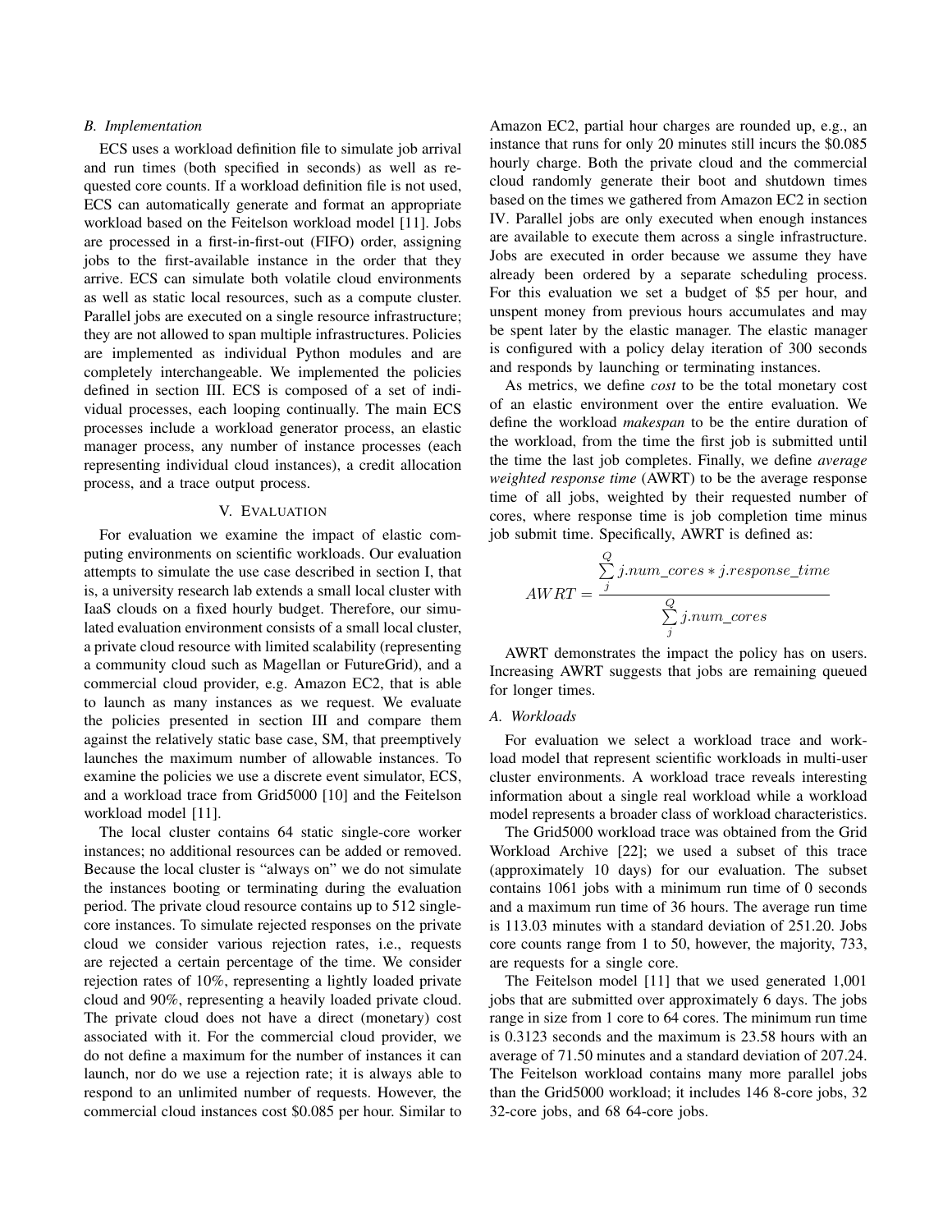### B. Implementation

ECS uses a workload definition file to simulate job arrival and run times (both specified in seconds) as well as requested core counts. If a workload definition file is not used, ECS can automatically generate and format an appropriate workload based on the Feitelson workload model [11]. Jobs are processed in a first-in-first-out (FIFO) order, assigning jobs to the first-available instance in the order that they arrive. ECS can simulate both volatile cloud environments as well as static local resources, such as a compute cluster. Parallel jobs are executed on a single resource infrastructure; they are not allowed to span multiple infrastructures. Policies are implemented as individual Python modules and are completely interchangeable. We implemented the policies defined in section III. ECS is composed of a set of individual processes, each looping continually. The main ECS processes include a workload generator process, an elastic manager process, any number of instance processes (each representing individual cloud instances), a credit allocation process, and a trace output process.

## V. Evaluation

For evaluation we examine the impact of elastic computing environments on scientific workloads. Our evaluation attempts to simulate the use case described in section I, that is, a university research lab extends a small local cluster with IaaS clouds on a fixed hourly budget. Therefore, our simulated evaluation environment consists of a small local cluster, a private cloud resource with limited scalability (representing a community cloud such as Magellan or FutureGrid), and a commercial cloud provider, e.g. Amazon EC2, that is able to launch as many instances as we request. We evaluate the policies presented in section III and compare them against the relatively static base case, SM, that preemptively launches the maximum number of allowable instances. To examine the policies we use a discrete event simulator, ECS, and a workload trace from Grid5000 [10] and the Feitelson workload model [11].

The local cluster contains 64 static single-core worker instances; no additional resources can be added or removed. Because the local cluster is "always on" we do not simulate the instances booting or terminating during the evaluation period. The private cloud resource contains up to 512 single-core instances. To simulate rejected responses on the private cloud we consider various rejection rates, i.e., requests are rejected a certain percentage of the time. We consider rejection rates of 10%, representing a lightly loaded private cloud and 90%, representing a heavily loaded private cloud. The private cloud does not have a direct (monetary) cost associated with it. For the commercial cloud provider, we do not define a maximum for the number of instances it can launch, nor do we use a rejection rate; it is always able to respond to an unlimited number of requests. However, the commercial cloud instances cost \$0.085 per hour. Similar to Amazon EC2, partial hour charges are rounded up, e.g., an instance that runs for only 20 minutes still incurs the \$0.085 hourly charge. Both the private cloud and the commercial cloud randomly generate their boot and shutdown times based on the times we gathered from Amazon EC2 in section IV. Parallel jobs are only executed when enough instances are available to execute them across a single infrastructure. Jobs are executed in order because we assume they have already been ordered by a separate scheduling process. For this evaluation we set a budget of \$5 per hour, and unspent money from previous hours accumulates and may be spent later by the elastic manager. The elastic manager is configured with a policy delay iteration of 300 seconds and responds by launching or terminating instances.

As metrics, we define *cost* to be the total monetary cost of an elastic environment over the entire evaluation. We define the workload *makespan* to be the entire duration of the workload, from the time the first job is submitted until the time the last job completes. Finally, we define *average weighted response time* (AWRT) to be the average response time of all jobs, weighted by their requested number of cores, where response time is job completion time minus job submit time. Specifically, AWRT is defined as:

$$AWRT = \frac{\sum_{j}^{Q} j.num\_cores * j.response\_time}{\sum_{j}^{Q} j.num\_cores}$$

AWRT demonstrates the impact the policy has on users. Increasing AWRT suggests that jobs are remaining queued for longer times.

### A. Workloads

For evaluation we select a workload trace and workload model that represent scientific workloads in multi-user cluster environments. A workload trace reveals interesting information about a single real workload while a workload model represents a broader class of workload characteristics.

The Grid5000 workload trace was obtained from the Grid Workload Archive [22]; we used a subset of this trace (approximately 10 days) for our evaluation. The subset contains 1061 jobs with a minimum run time of 0 seconds and a maximum run time of 36 hours. The average run time is 113.03 minutes with a standard deviation of 251.20. Jobs core counts range from 1 to 50, however, the majority, 733, are requests for a single core.

The Feitelson model [11] that we used generated 1,001 jobs that are submitted over approximately 6 days. The jobs range in size from 1 core to 64 cores. The minimum run time is 0.3123 seconds and the maximum is 23.58 hours with an average of 71.50 minutes and a standard deviation of 207.24. The Feitelson workload contains many more parallel jobs than the Grid5000 workload; it includes 146 8-core jobs, 32 32-core jobs, and 68 64-core jobs.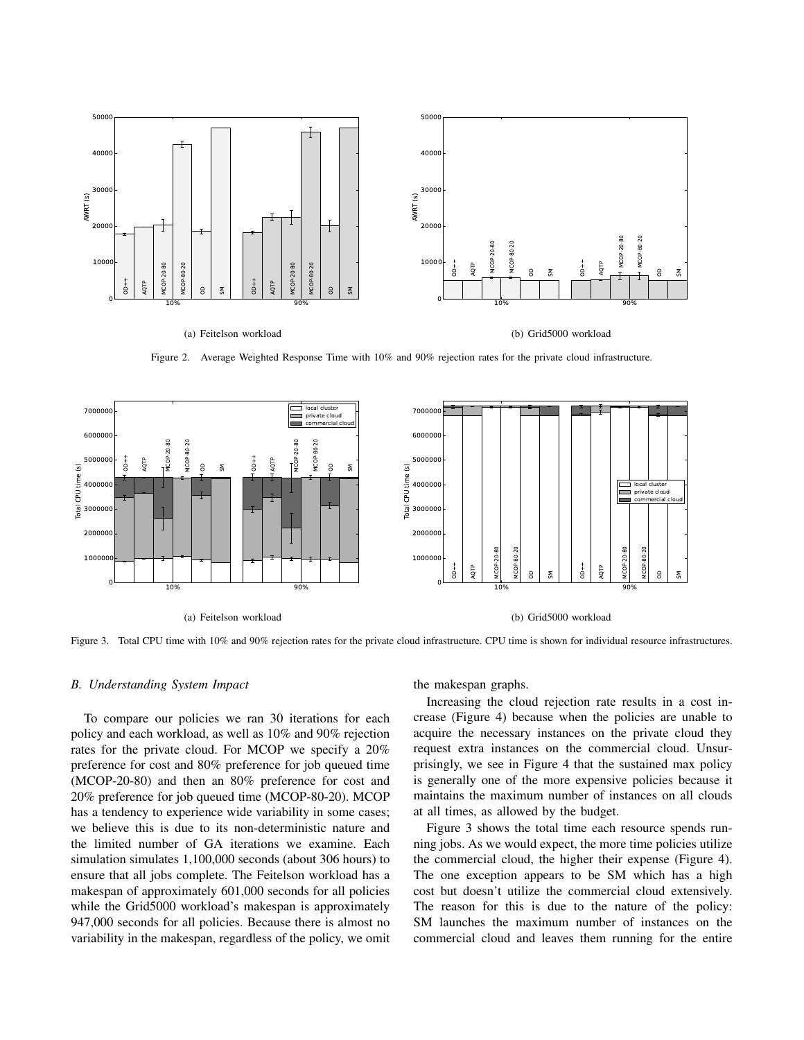(a) Feitelson workload

(b) Grid5000 workload

Figure 2. Average Weighted Response Time with 10% and 90% rejection rates for the private cloud infrastructure.

(a) Feitelson workload

(b) Grid5000 workload

Figure 3. Total CPU time with 10% and 90% rejection rates for the private cloud infrastructure. CPU time is shown for individual resource infrastructures.

### B. Understanding System Impact

To compare our policies we ran 30 iterations for each policy and each workload, as well as 10% and 90% rejection rates for the private cloud. For MCOP we specify a 20% preference for cost and 80% preference for job queued time (MCOP-20-80) and then an 80% preference for cost and 20% preference for job queued time (MCOP-80-20). MCOP has a tendency to experience wide variability in some cases; we believe this is due to its non-deterministic nature and the limited number of GA iterations we examine. Each simulation simulates 1,100,000 seconds (about 306 hours) to ensure that all jobs complete. The Feitelson workload has a makespan of approximately 601,000 seconds for all policies while the Grid5000 workload's makespan is approximately 947,000 seconds for all policies. Because there is almost no variability in the makespan, regardless of the policy, we omit the makespan graphs.

Increasing the cloud rejection rate results in a cost increase (Figure 4) because when the policies are unable to acquire the necessary instances on the private cloud they request extra instances on the commercial cloud. Unsurprisingly, we see in Figure 4 that the sustained max policy is generally one of the more expensive policies because it maintains the maximum number of instances on all clouds at all times, as allowed by the budget.

Figure 3 shows the total time each resource spends running jobs. As we would expect, the more time policies utilize the commercial cloud, the higher their expense (Figure 4). The one exception appears to be SM which has a high cost but doesn't utilize the commercial cloud extensively. The reason for this is due to the nature of the policy: SM launches the maximum number of instances on the commercial cloud and leaves them running for the entire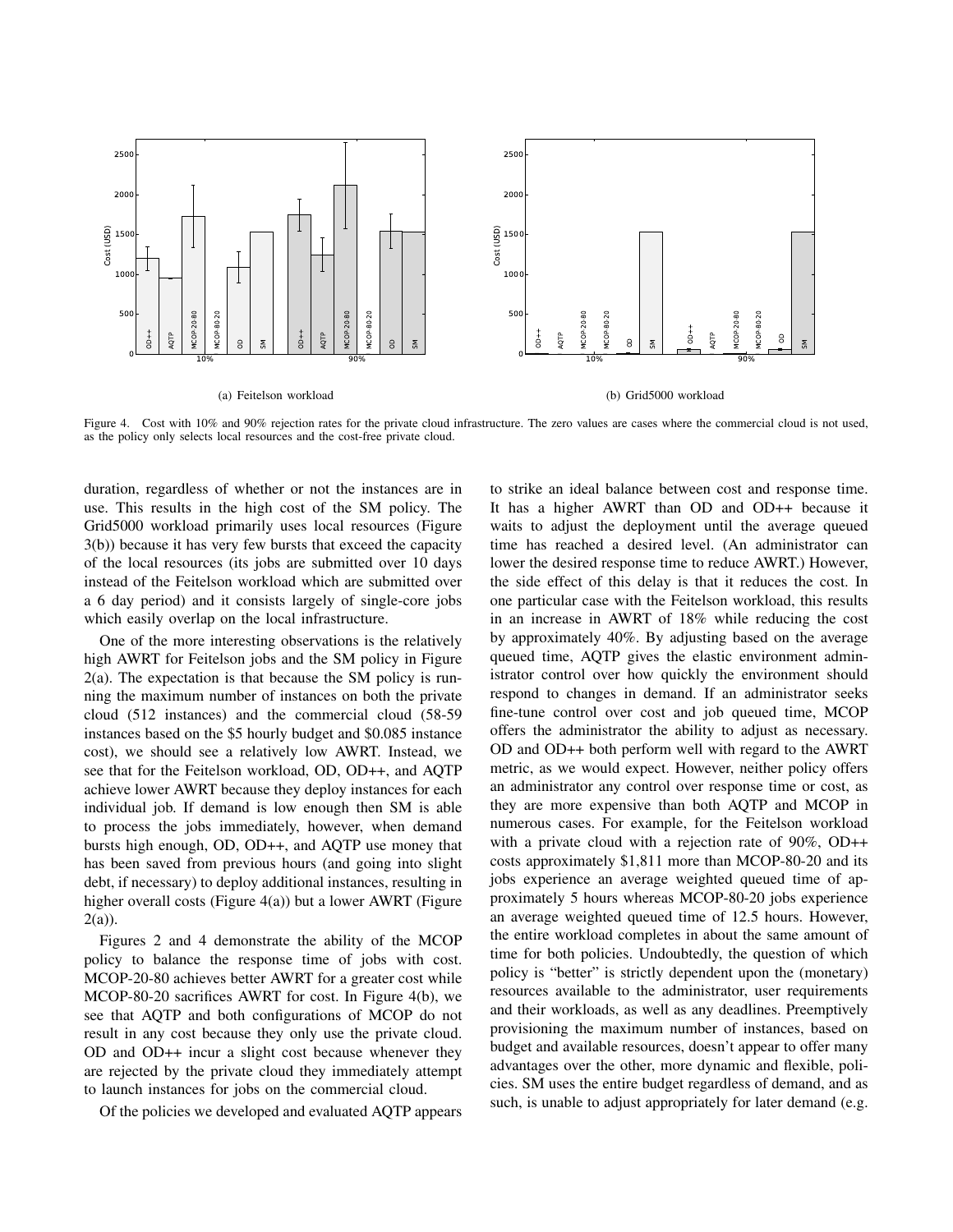(a) Feitelson workload

(b) Grid5000 workload

Figure 4. Cost with 10% and 90% rejection rates for the private cloud infrastructure. The zero values are cases where the commercial cloud is not used, as the policy only selects local resources and the cost-free private cloud.

duration, regardless of whether or not the instances are in use. This results in the high cost of the SM policy. The Grid5000 workload primarily uses local resources (Figure 3(b)) because it has very few bursts that exceed the capacity of the local resources (its jobs are submitted over 10 days instead of the Feitelson workload which are submitted over a 6 day period) and it consists largely of single-core jobs which easily overlap on the local infrastructure.

One of the more interesting observations is the relatively high AWRT for Feitelson jobs and the SM policy in Figure 2(a). The expectation is that because the SM policy is running the maximum number of instances on both the private cloud (512 instances) and the commercial cloud (58-59 instances based on the $5 hourly budget and $0.085 instance cost), we should see a relatively low AWRT. Instead, we see that for the Feitelson workload, OD, OD++, and AQTP achieve lower AWRT because they deploy instances for each individual job. If demand is low enough then SM is able to process the jobs immediately, however, when demand bursts high enough, OD, OD++, and AQTP use money that has been saved from previous hours (and going into slight debt, if necessary) to deploy additional instances, resulting in higher overall costs (Figure 4(a)) but a lower AWRT (Figure 2(a)).

Figures 2 and 4 demonstrate the ability of the MCOP policy to balance the response time of jobs with cost. MCOP-20-80 achieves better AWRT for a greater cost while MCOP-80-20 sacrifices AWRT for cost. In Figure 4(b), we see that AQTP and both configurations of MCOP do not result in any cost because they only use the private cloud. OD and OD++ incur a slight cost because whenever they are rejected by the private cloud they immediately attempt to launch instances for jobs on the commercial cloud.

Of the policies we developed and evaluated AQTP appears to strike an ideal balance between cost and response time. It has a higher AWRT than OD and OD++ because it waits to adjust the deployment until the average queued time has reached a desired level. (An administrator can lower the desired response time to reduce AWRT.) However, the side effect of this delay is that it reduces the cost. In one particular case with the Feitelson workload, this results in an increase in AWRT of 18% while reducing the cost by approximately 40%. By adjusting based on the average queued time, AQTP gives the elastic environment administrator control over how quickly the environment should respond to changes in demand. If an administrator seeks fine-tune control over cost and job queued time, MCOP offers the administrator the ability to adjust as necessary. OD and OD++ both perform well with regard to the AWRT metric, as we would expect. However, neither policy offers an administrator any control over response time or cost, as they are more expensive than both AQTP and MCOP in numerous cases. For example, for the Feitelson workload with a private cloud with a rejection rate of 90%, OD++ costs approximately $1,811 more than MCOP-80-20 and its jobs experience an average weighted queued time of approximately 5 hours whereas MCOP-80-20 jobs experience an average weighted queued time of 12.5 hours. However, the entire workload completes in about the same amount of time for both policies. Undoubtedly, the question of which policy is "better" is strictly dependent upon the (monetary) resources available to the administrator, user requirements and their workloads, as well as any deadlines. Preemptively provisioning the maximum number of instances, based on budget and available resources, doesn't appear to offer many advantages over the other, more dynamic and flexible, policies. SM uses the entire budget regardless of demand, and as such, is unable to adjust appropriately for later demand (e.g.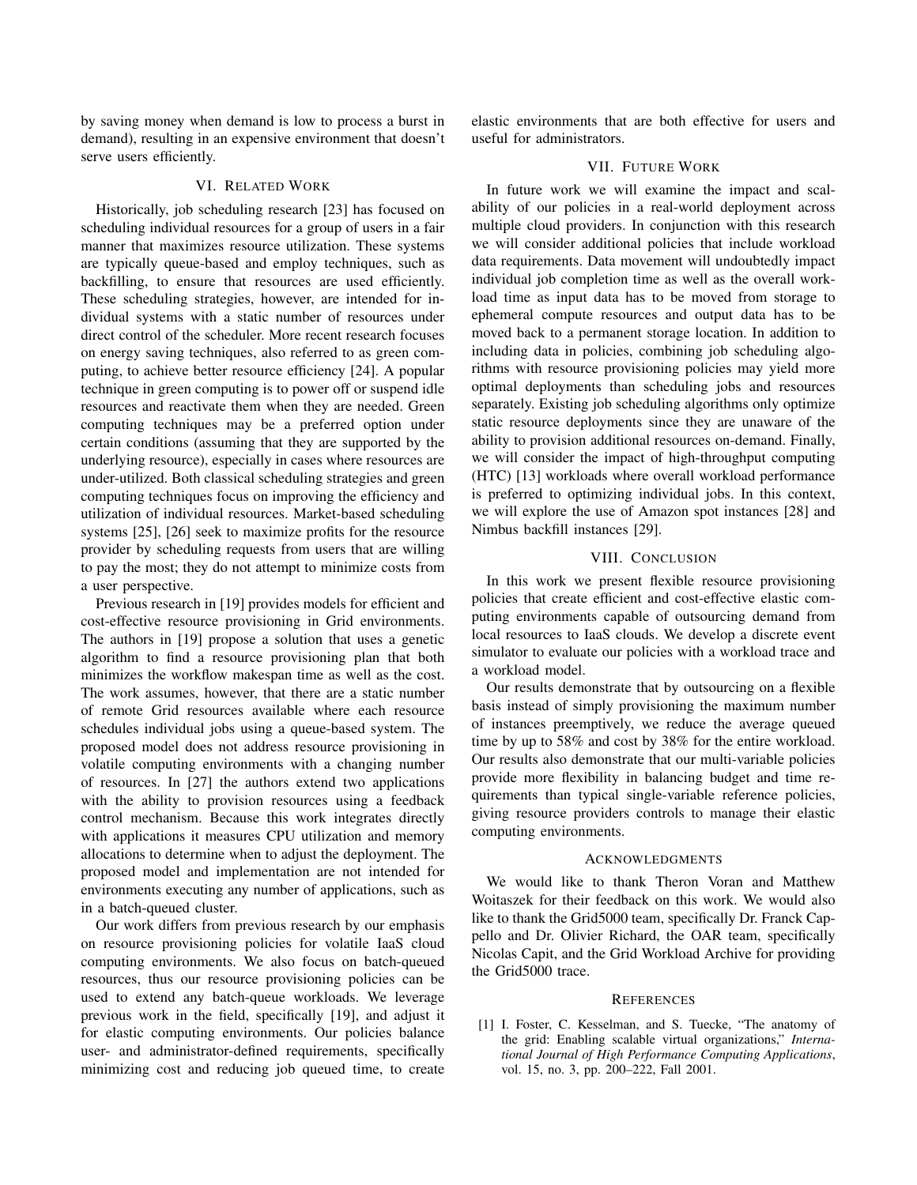by saving money when demand is low to process a burst in demand), resulting in an expensive environment that doesn't serve users efficiently.

## VI. Related Work

Historically, job scheduling research [23] has focused on scheduling individual resources for a group of users in a fair manner that maximizes resource utilization. These systems are typically queue-based and employ techniques, such as backfilling, to ensure that resources are used efficiently. These scheduling strategies, however, are intended for individual systems with a static number of resources under direct control of the scheduler. More recent research focuses on energy saving techniques, also referred to as green computing, to achieve better resource efficiency [24]. A popular technique in green computing is to power off or suspend idle resources and reactivate them when they are needed. Green computing techniques may be a preferred option under certain conditions (assuming that they are supported by the underlying resource), especially in cases where resources are under-utilized. Both classical scheduling strategies and green computing techniques focus on improving the efficiency and utilization of individual resources. Market-based scheduling systems [25], [26] seek to maximize profits for the resource provider by scheduling requests from users that are willing to pay the most; they do not attempt to minimize costs from a user perspective.

Previous research in [19] provides models for efficient and cost-effective resource provisioning in Grid environments. The authors in [19] propose a solution that uses a genetic algorithm to find a resource provisioning plan that both minimizes the workflow makespan time as well as the cost. The work assumes, however, that there are a static number of remote Grid resources available where each resource schedules individual jobs using a queue-based system. The proposed model does not address resource provisioning in volatile computing environments with a changing number of resources. In [27] the authors extend two applications with the ability to provision resources using a feedback control mechanism. Because this work integrates directly with applications it measures CPU utilization and memory allocations to determine when to adjust the deployment. The proposed model and implementation are not intended for environments executing any number of applications, such as in a batch-queued cluster.

Our work differs from previous research by our emphasis on resource provisioning policies for volatile IaaS cloud computing environments. We also focus on batch-queued resources, thus our resource provisioning policies can be used to extend any batch-queue workloads. We leverage previous work in the field, specifically [19], and adjust it for elastic computing environments. Our policies balance user- and administrator-defined requirements, specifically minimizing cost and reducing job queued time, to create elastic environments that are both effective for users and useful for administrators.

## VII. Future Work

In future work we will examine the impact and scalability of our policies in a real-world deployment across multiple cloud providers. In conjunction with this research we will consider additional policies that include workload data requirements. Data movement will undoubtedly impact individual job completion time as well as the overall workload time as input data has to be moved from storage to ephemeral compute resources and output data has to be moved back to a permanent storage location. In addition to including data in policies, combining job scheduling algorithms with resource provisioning policies may yield more optimal deployments than scheduling jobs and resources separately. Existing job scheduling algorithms only optimize static resource deployments since they are unaware of the ability to provision additional resources on-demand. Finally, we will consider the impact of high-throughput computing (HTC) [13] workloads where overall workload performance is preferred to optimizing individual jobs. In this context, we will explore the use of Amazon spot instances [28] and Nimbus backfill instances [29].

## VIII. Conclusion

In this work we present flexible resource provisioning policies that create efficient and cost-effective elastic computing environments capable of outsourcing demand from local resources to IaaS clouds. We develop a discrete event simulator to evaluate our policies with a workload trace and a workload model.

Our results demonstrate that by outsourcing on a flexible basis instead of simply provisioning the maximum number of instances preemptively, we reduce the average queued time by up to 58% and cost by 38% for the entire workload. Our results also demonstrate that our multi-variable policies provide more flexibility in balancing budget and time requirements than typical single-variable reference policies, giving resource providers controls to manage their elastic computing environments.

## Acknowledgments

We would like to thank Theron Voran and Matthew Woitaszek for their feedback on this work. We would also like to thank the Grid5000 team, specifically Dr. Franck Cappello and Dr. Olivier Richard, the OAR team, specifically Nicolas Capit, and the Grid Workload Archive for providing the Grid5000 trace.

## References

[1] I. Foster, C. Kesselman, and S. Tuecke, "The anatomy of the grid: Enabling scalable virtual organizations," *International Journal of High Performance Computing Applications*, vol. 15, no. 3, pp. 200–222, Fall 2001.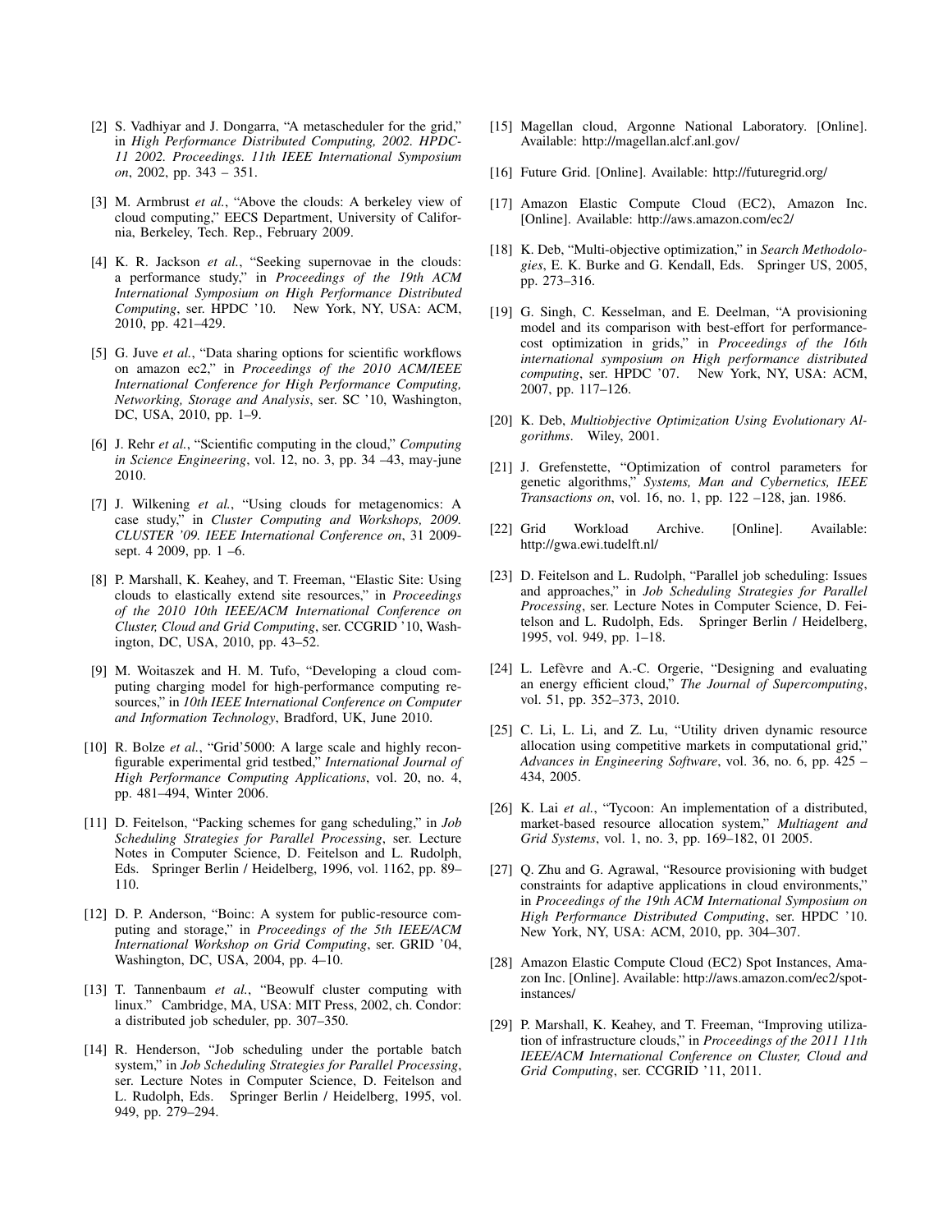[2] S. Vadhiyar and J. Dongarra, "A metascheduler for the grid," in *High Performance Distributed Computing, 2002. HPDC-11 2002. Proceedings. 11th IEEE International Symposium on*, 2002, pp. 343 – 351.

[3] M. Armbrust *et al.*, "Above the clouds: A berkeley view of cloud computing," EECS Department, University of California, Berkeley, Tech. Rep., February 2009.

[4] K. R. Jackson *et al.*, "Seeking supernovae in the clouds: a performance study," in *Proceedings of the 19th ACM International Symposium on High Performance Distributed Computing*, ser. HPDC '10. New York, NY, USA: ACM, 2010, pp. 421–429.

[5] G. Juve *et al.*, "Data sharing options for scientific workflows on amazon ec2," in *Proceedings of the 2010 ACM/IEEE International Conference for High Performance Computing, Networking, Storage and Analysis*, ser. SC '10, Washington, DC, USA, 2010, pp. 1–9.

[6] J. Rehr *et al.*, "Scientific computing in the cloud," *Computing in Science Engineering*, vol. 12, no. 3, pp. 34 –43, may-june 2010.

[7] J. Wilkening *et al.*, "Using clouds for metagenomics: A case study," in *Cluster Computing and Workshops, 2009. CLUSTER '09. IEEE International Conference on*, 31 2009-sept. 4 2009, pp. 1 –6.

[8] P. Marshall, K. Keahey, and T. Freeman, "Elastic Site: Using clouds to elastically extend site resources," in *Proceedings of the 2010 10th IEEE/ACM International Conference on Cluster, Cloud and Grid Computing*, ser. CCGRID '10, Washington, DC, USA, 2010, pp. 43–52.

[9] M. Woitaszek and H. M. Tufo, "Developing a cloud computing charging model for high-performance computing resources," in *10th IEEE International Conference on Computer and Information Technology*, Bradford, UK, June 2010.

[10] R. Bolze *et al.*, "Grid'5000: A large scale and highly reconfigurable experimental grid testbed," *International Journal of High Performance Computing Applications*, vol. 20, no. 4, pp. 481–494, Winter 2006.

[11] D. Feitelson, "Packing schemes for gang scheduling," in *Job Scheduling Strategies for Parallel Processing*, ser. Lecture Notes in Computer Science, D. Feitelson and L. Rudolph, Eds. Springer Berlin / Heidelberg, 1996, vol. 1162, pp. 89–110.

[12] D. P. Anderson, "Boinc: A system for public-resource computing and storage," in *Proceedings of the 5th IEEE/ACM International Workshop on Grid Computing*, ser. GRID '04, Washington, DC, USA, 2004, pp. 4–10.

[13] T. Tannenbaum *et al.*, "Beowulf cluster computing with linux." Cambridge, MA, USA: MIT Press, 2002, ch. Condor: a distributed job scheduler, pp. 307–350.

[14] R. Henderson, "Job scheduling under the portable batch system," in *Job Scheduling Strategies for Parallel Processing*, ser. Lecture Notes in Computer Science, D. Feitelson and L. Rudolph, Eds. Springer Berlin / Heidelberg, 1995, vol. 949, pp. 279–294.

[15] Magellan cloud, Argonne National Laboratory. [Online]. Available: http://magellan.alcf.anl.gov/

[16] Future Grid. [Online]. Available: http://futuregrid.org/

[17] Amazon Elastic Compute Cloud (EC2), Amazon Inc. [Online]. Available: http://aws.amazon.com/ec2/

[18] K. Deb, "Multi-objective optimization," in *Search Methodologies*, E. K. Burke and G. Kendall, Eds. Springer US, 2005, pp. 273–316.

[19] G. Singh, C. Kesselman, and E. Deelman, "A provisioning model and its comparison with best-effort for performance-cost optimization in grids," in *Proceedings of the 16th international symposium on High performance distributed computing*, ser. HPDC '07. New York, NY, USA: ACM, 2007, pp. 117–126.

[20] K. Deb, *Multiobjective Optimization Using Evolutionary Algorithms*. Wiley, 2001.

[21] J. Grefenstette, "Optimization of control parameters for genetic algorithms," *Systems, Man and Cybernetics, IEEE Transactions on*, vol. 16, no. 1, pp. 122 –128, jan. 1986.

[22] Grid Workload Archive. [Online]. Available: http://gwa.ewi.tudelft.nl/

[23] D. Feitelson and L. Rudolph, "Parallel job scheduling: Issues and approaches," in *Job Scheduling Strategies for Parallel Processing*, ser. Lecture Notes in Computer Science, D. Feitelson and L. Rudolph, Eds. Springer Berlin / Heidelberg, 1995, vol. 949, pp. 1–18.

[24] L. Lefèvre and A.-C. Orgerie, "Designing and evaluating an energy efficient cloud," *The Journal of Supercomputing*, vol. 51, pp. 352–373, 2010.

[25] C. Li, L. Li, and Z. Lu, "Utility driven dynamic resource allocation using competitive markets in computational grid," *Advances in Engineering Software*, vol. 36, no. 6, pp. 425 – 434, 2005.

[26] K. Lai *et al.*, "Tycoon: An implementation of a distributed, market-based resource allocation system," *Multiagent and Grid Systems*, vol. 1, no. 3, pp. 169–182, 01 2005.

[27] Q. Zhu and G. Agrawal, "Resource provisioning with budget constraints for adaptive applications in cloud environments," in *Proceedings of the 19th ACM International Symposium on High Performance Distributed Computing*, ser. HPDC '10. New York, NY, USA: ACM, 2010, pp. 304–307.

[28] Amazon Elastic Compute Cloud (EC2) Spot Instances, Amazon Inc. [Online]. Available: http://aws.amazon.com/ec2/spot-instances/

[29] P. Marshall, K. Keahey, and T. Freeman, "Improving utilization of infrastructure clouds," in *Proceedings of the 2011 11th IEEE/ACM International Conference on Cluster, Cloud and Grid Computing*, ser. CCGRID '11, 2011.